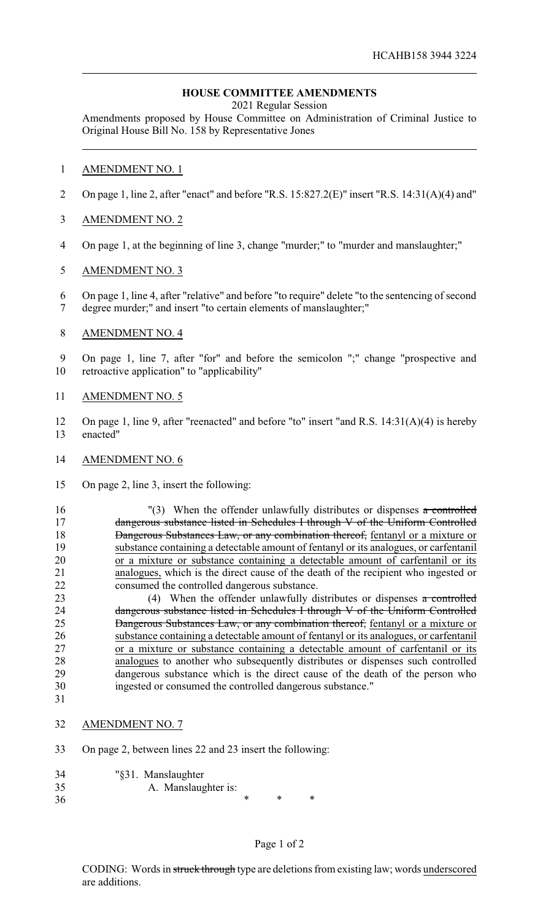HCAHB158 3944 3224

## HOUSE COMMITTEE AMENDMENTS

2021 Regular Session

Amendments proposed by House Committee on Administration of Criminal Justice to Original House Bill No. 158 by Representative Jones

AMENDMENT NO. 1

On page 1, line 2, after "enact" and before "R.S. 15:827.2(E)" insert "R.S. 14:31(A)(4) and"

AMENDMENT NO. 2

On page 1, at the beginning of line 3, change "murder;" to "murder and manslaughter;"

AMENDMENT NO. 3

On page 1, line 4, after "relative" and before "to require" delete "to the sentencing of second degree murder;" and insert "to certain elements of manslaughter;"

AMENDMENT NO. 4

On page 1, line 7, after "for" and before the semicolon ";" change "prospective and retroactive application" to "applicability"

AMENDMENT NO. 5

On page 1, line 9, after "reenacted" and before "to" insert "and R.S. 14:31(A)(4) is hereby enacted"

AMENDMENT NO. 6

On page 2, line 3, insert the following:

"(3) When the offender unlawfully distributes or dispenses ~~a controlled dangerous substance listed in Schedules I through V of the Uniform Controlled Dangerous Substances Law, or any combination thereof,~~ fentanyl or a mixture or substance containing a detectable amount of fentanyl or its analogues, or carfentanil or a mixture or substance containing a detectable amount of carfentanil or its analogues, which is the direct cause of the death of the recipient who ingested or consumed the controlled dangerous substance.

(4) When the offender unlawfully distributes or dispenses ~~a controlled dangerous substance listed in Schedules I through V of the Uniform Controlled Dangerous Substances Law, or any combination thereof,~~ fentanyl or a mixture or substance containing a detectable amount of fentanyl or its analogues, or carfentanil or a mixture or substance containing a detectable amount of carfentanil or its analogues to another who subsequently distributes or dispenses such controlled dangerous substance which is the direct cause of the death of the person who ingested or consumed the controlled dangerous substance."

AMENDMENT NO. 7

On page 2, between lines 22 and 23 insert the following:

"§31. Manslaughter

A. Manslaughter is:

\* \* \*

CODING: Words in ~~struck through~~ type are deletions from existing law; words <u>underscored</u> are additions.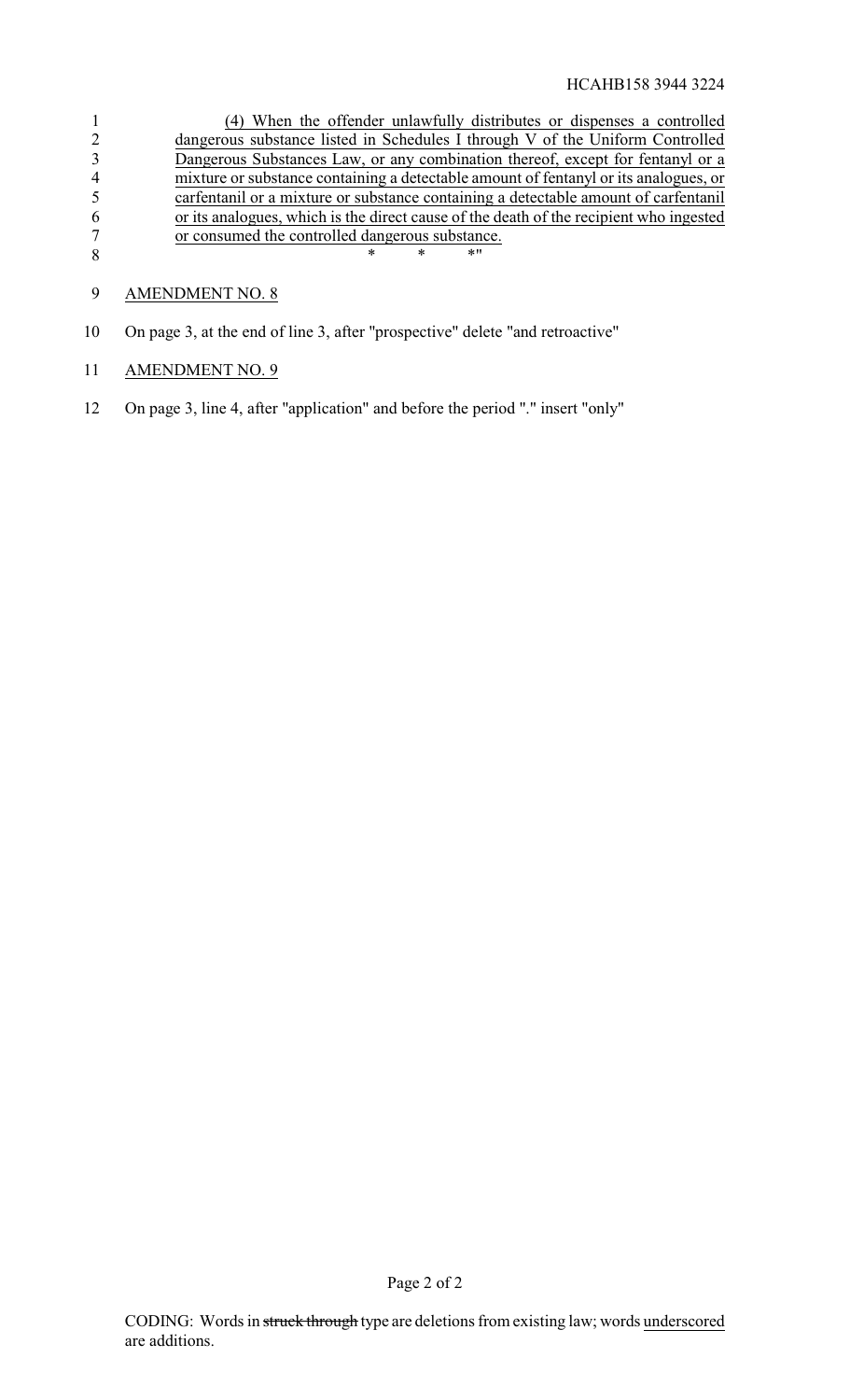(4) When the offender unlawfully distributes or dispenses a controlled dangerous substance listed in Schedules I through V of the Uniform Controlled Dangerous Substances Law, or any combination thereof, except for fentanyl or a mixture or substance containing a detectable amount of fentanyl or its analogues, or carfentanil or a mixture or substance containing a detectable amount of carfentanil or its analogues, which is the direct cause of the death of the recipient who ingested or consumed the controlled dangerous substance.

\*       \*       \*"

AMENDMENT NO. 8

On page 3, at the end of line 3, after "prospective" delete "and retroactive"

AMENDMENT NO. 9

On page 3, line 4, after "application" and before the period "." insert "only"

CODING: Words in ~~struck through~~ type are deletions from existing law; words underscored are additions.